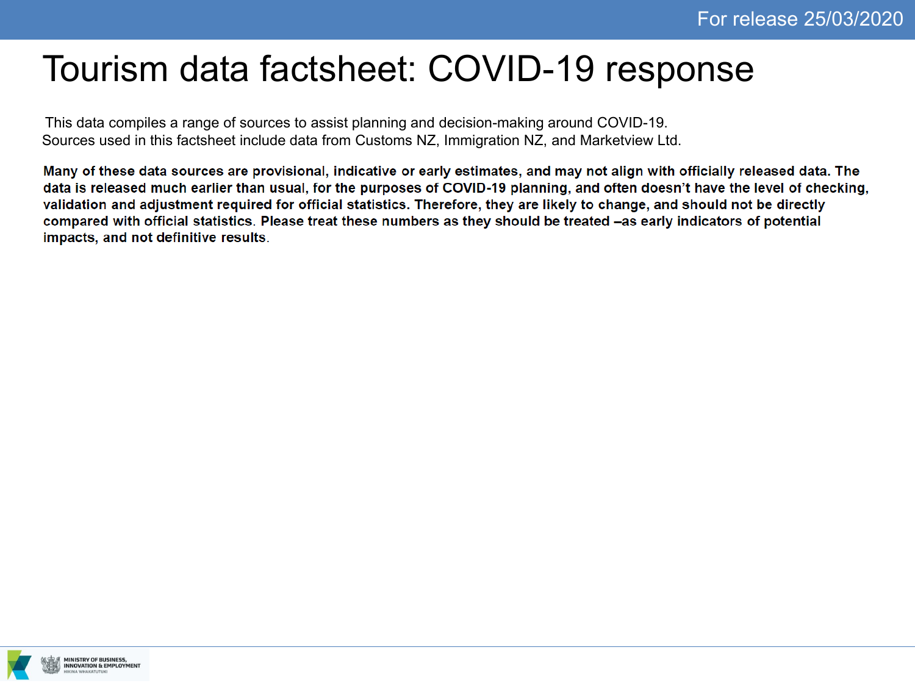For release 25/03/2020

# Tourism data factsheet: COVID-19 response

This data compiles a range of sources to assist planning and decision-making around COVID-19.
Sources used in this factsheet include data from Customs NZ, Immigration NZ, and Marketview Ltd.

**Many of these data sources are provisional, indicative or early estimates, and may not align with officially released data. The data is released much earlier than usual, for the purposes of COVID-19 planning, and often doesn't have the level of checking, validation and adjustment required for official statistics. Therefore, they are likely to change, and should not be directly compared with official statistics. Please treat these numbers as they should be treated –as early indicators of potential impacts, and not definitive results.**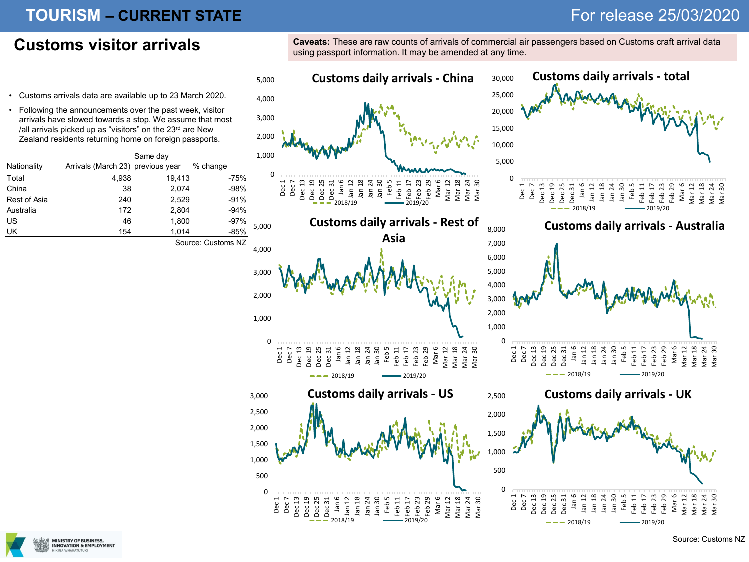# TOURISM – CURRENT STATE

For release 25/03/2020

## Customs visitor arrivals

**Caveats:** These are raw counts of arrivals of commercial air passengers based on Customs craft arrival data using passport information. It may be amended at any time.

- Customs arrivals data are available up to 23 March 2020.
- Following the announcements over the past week, visitor arrivals have slowed towards a stop. We assume that most /all arrivals picked up as "visitors" on the 23rd are New Zealand residents returning home on foreign passports.

| Nationality | Arrivals (March 23) | Same day previous year | % change |
|---|---|---|---|
| Total | 4,938 | 19,413 | -75% |
| China | 38 | 2,074 | -98% |
| Rest of Asia | 240 | 2,529 | -91% |
| Australia | 172 | 2,804 | -94% |
| US | 46 | 1,800 | -97% |
| UK | 154 | 1,014 | -85% |

Source: Customs NZ

**Customs daily arrivals - China**

**Customs daily arrivals - total**

**Customs daily arrivals - Rest of Asia**

**Customs daily arrivals - Australia**

**Customs daily arrivals - US**

**Customs daily arrivals - UK**

Source: Customs NZ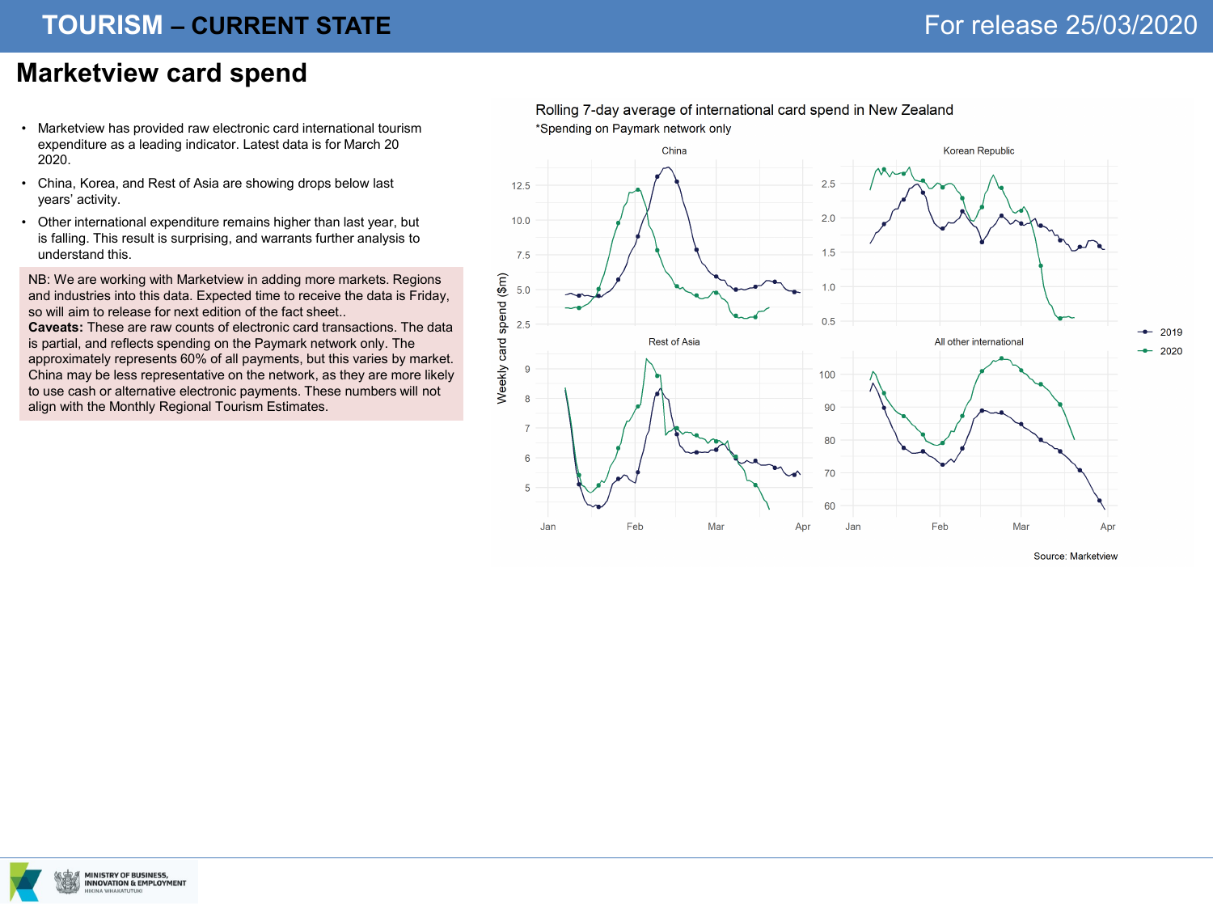# TOURISM – CURRENT STATE

For release 25/03/2020

## Marketview card spend

- Marketview has provided raw electronic card international tourism expenditure as a leading indicator. Latest data is for March 20 2020.
- China, Korea, and Rest of Asia are showing drops below last years' activity.
- Other international expenditure remains higher than last year, but is falling. This result is surprising, and warrants further analysis to understand this.

NB: We are working with Marketview in adding more markets. Regions and industries into this data. Expected time to receive the data is Friday, so will aim to release for next edition of the fact sheet..
**Caveats:** These are raw counts of electronic card transactions. The data is partial, and reflects spending on the Paymark network only. The approximately represents 60% of all payments, but this varies by market. China may be less representative on the network, as they are more likely to use cash or alternative electronic payments. These numbers will not align with the Monthly Regional Tourism Estimates.

Rolling 7-day average of international card spend in New Zealand
*Spending on Paymark network only

Source: Marketview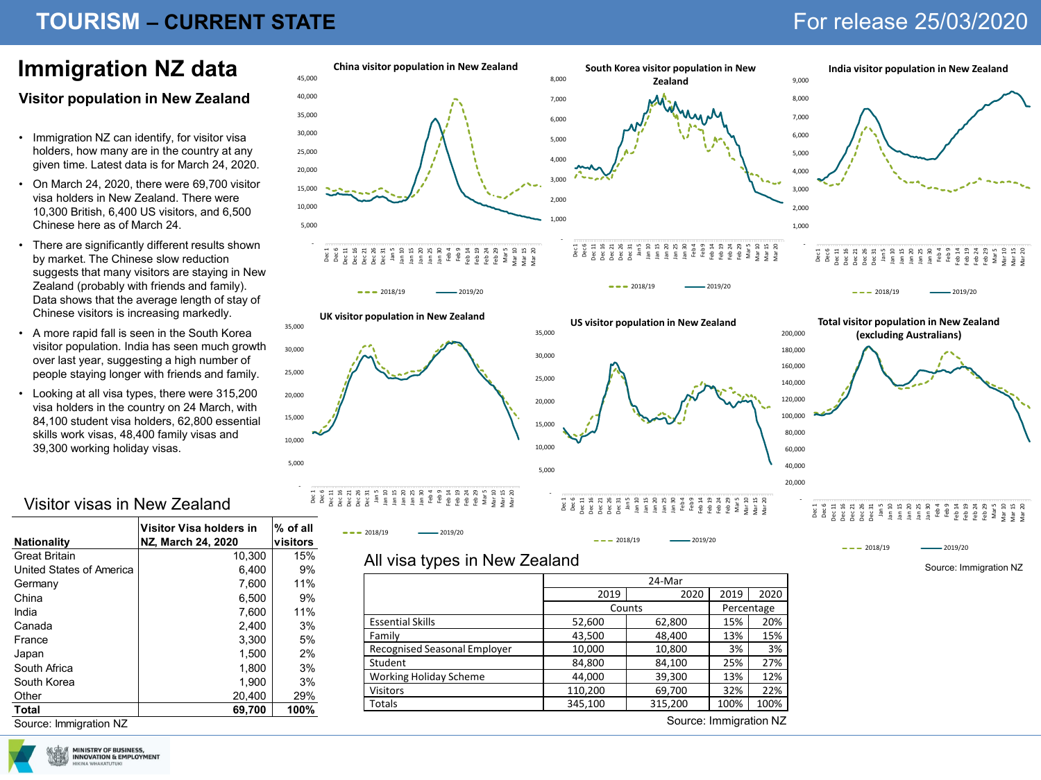# TOURISM – CURRENT STATE

For release 25/03/2020

## Immigration NZ data

### Visitor population in New Zealand

- Immigration NZ can identify, for visitor visa holders, how many are in the country at any given time. Latest data is for March 24, 2020.
- On March 24, 2020, there were 69,700 visitor visa holders in New Zealand. There were 10,300 British, 6,400 US visitors, and 6,500 Chinese here as of March 24.
- There are significantly different results shown by market. The Chinese slow reduction suggests that many visitors are staying in New Zealand (probably with friends and family). Data shows that the average length of stay of Chinese visitors is increasing markedly.
- A more rapid fall is seen in the South Korea visitor population. India has seen much growth over last year, suggesting a high number of people staying longer with friends and family.
- Looking at all visa types, there were 315,200 visa holders in the country on 24 March, with 84,100 student visa holders, 62,800 essential skills work visas, 48,400 family visas and 39,300 working holiday visas.

China visitor population in New Zealand

2018/19 — 2019/20

South Korea visitor population in New Zealand

2018/19 — 2019/20

India visitor population in New Zealand

2018/19 — 2019/20

UK visitor population in New Zealand

2018/19 — 2019/20

US visitor population in New Zealand

2018/19 — 2019/20

Total visitor population in New Zealand (excluding Australians)

2018/19 — 2019/20

Source: Immigration NZ

### Visitor visas in New Zealand

| Nationality | Visitor Visa holders in NZ, March 24, 2020 | % of all visitors |
|---|---|---|
| Great Britain | 10,300 | 15% |
| United States of America | 6,400 | 9% |
| Germany | 7,600 | 11% |
| China | 6,500 | 9% |
| India | 7,600 | 11% |
| Canada | 2,400 | 3% |
| France | 3,300 | 5% |
| Japan | 1,500 | 2% |
| South Africa | 1,800 | 3% |
| South Korea | 1,900 | 3% |
| Other | 20,400 | 29% |
| **Total** | **69,700** | **100%** |

Source: Immigration NZ

### All visa types in New Zealand

| | 24-Mar | | | |
|---|---|---|---|---|
| | 2019 | 2020 | 2019 | 2020 |
| | Counts | | Percentage | |
| Essential Skills | 52,600 | 62,800 | 15% | 20% |
| Family | 43,500 | 48,400 | 13% | 15% |
| Recognised Seasonal Employer | 10,000 | 10,800 | 3% | 3% |
| Student | 84,800 | 84,100 | 25% | 27% |
| Working Holiday Scheme | 44,000 | 39,300 | 13% | 12% |
| Visitors | 110,200 | 69,700 | 32% | 22% |
| Totals | 345,100 | 315,200 | 100% | 100% |

Source: Immigration NZ